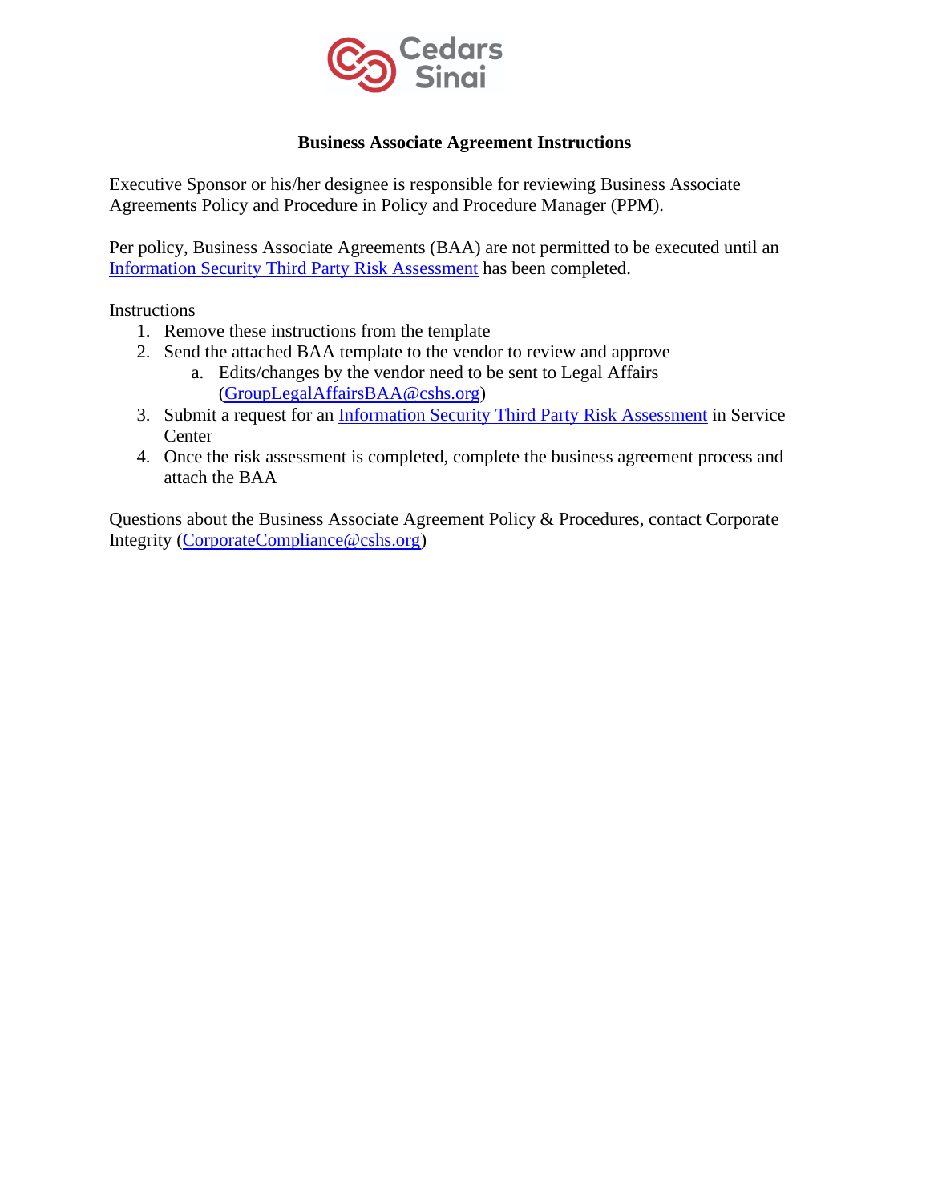**Business Associate Agreement Instructions**

Executive Sponsor or his/her designee is responsible for reviewing Business Associate Agreements Policy and Procedure in Policy and Procedure Manager (PPM).

Per policy, Business Associate Agreements (BAA) are not permitted to be executed until an Information Security Third Party Risk Assessment has been completed.

Instructions

1. Remove these instructions from the template
2. Send the attached BAA template to the vendor to review and approve
   a. Edits/changes by the vendor need to be sent to Legal Affairs (GroupLegalAffairsBAA@cshs.org)
3. Submit a request for an Information Security Third Party Risk Assessment in Service Center
4. Once the risk assessment is completed, complete the business agreement process and attach the BAA

Questions about the Business Associate Agreement Policy & Procedures, contact Corporate Integrity (CorporateCompliance@cshs.org)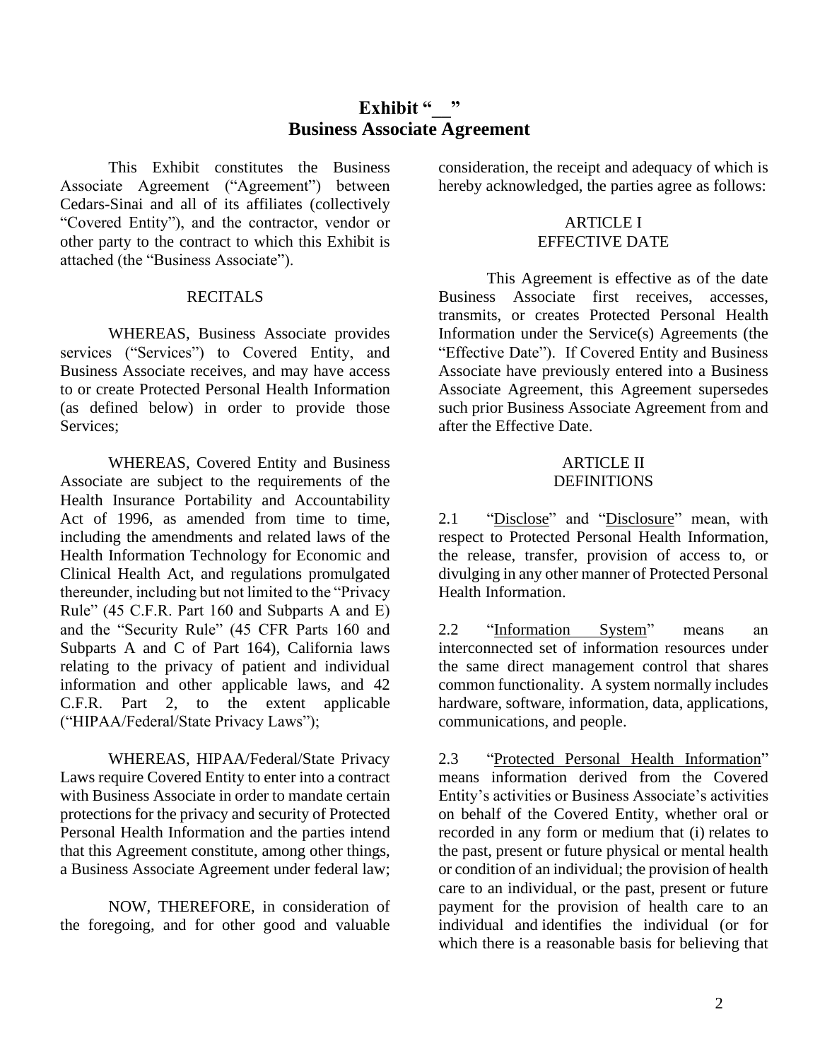# Exhibit "__"
# Business Associate Agreement

This Exhibit constitutes the Business Associate Agreement ("Agreement") between Cedars-Sinai and all of its affiliates (collectively "Covered Entity"), and the contractor, vendor or other party to the contract to which this Exhibit is attached (the "Business Associate").

RECITALS

WHEREAS, Business Associate provides services ("Services") to Covered Entity, and Business Associate receives, and may have access to or create Protected Personal Health Information (as defined below) in order to provide those Services;

WHEREAS, Covered Entity and Business Associate are subject to the requirements of the Health Insurance Portability and Accountability Act of 1996, as amended from time to time, including the amendments and related laws of the Health Information Technology for Economic and Clinical Health Act, and regulations promulgated thereunder, including but not limited to the "Privacy Rule" (45 C.F.R. Part 160 and Subparts A and E) and the "Security Rule" (45 CFR Parts 160 and Subparts A and C of Part 164), California laws relating to the privacy of patient and individual information and other applicable laws, and 42 C.F.R. Part 2, to the extent applicable ("HIPAA/Federal/State Privacy Laws");

WHEREAS, HIPAA/Federal/State Privacy Laws require Covered Entity to enter into a contract with Business Associate in order to mandate certain protections for the privacy and security of Protected Personal Health Information and the parties intend that this Agreement constitute, among other things, a Business Associate Agreement under federal law;

NOW, THEREFORE, in consideration of the foregoing, and for other good and valuable consideration, the receipt and adequacy of which is hereby acknowledged, the parties agree as follows:

ARTICLE I
EFFECTIVE DATE

This Agreement is effective as of the date Business Associate first receives, accesses, transmits, or creates Protected Personal Health Information under the Service(s) Agreements (the "Effective Date"). If Covered Entity and Business Associate have previously entered into a Business Associate Agreement, this Agreement supersedes such prior Business Associate Agreement from and after the Effective Date.

ARTICLE II
DEFINITIONS

2.1 "Disclose" and "Disclosure" mean, with respect to Protected Personal Health Information, the release, transfer, provision of access to, or divulging in any other manner of Protected Personal Health Information.

2.2 "Information System" means an interconnected set of information resources under the same direct management control that shares common functionality. A system normally includes hardware, software, information, data, applications, communications, and people.

2.3 "Protected Personal Health Information" means information derived from the Covered Entity's activities or Business Associate's activities on behalf of the Covered Entity, whether oral or recorded in any form or medium that (i) relates to the past, present or future physical or mental health or condition of an individual; the provision of health care to an individual, or the past, present or future payment for the provision of health care to an individual and identifies the individual (or for which there is a reasonable basis for believing that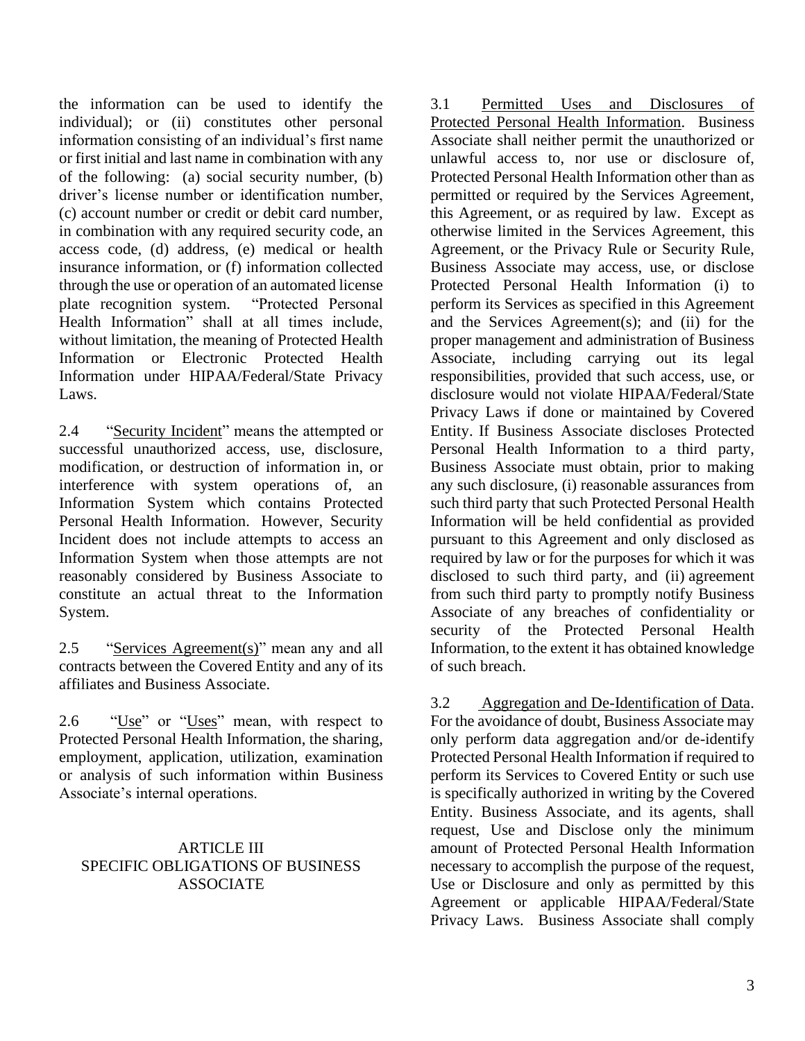the information can be used to identify the individual); or (ii) constitutes other personal information consisting of an individual's first name or first initial and last name in combination with any of the following: (a) social security number, (b) driver's license number or identification number, (c) account number or credit or debit card number, in combination with any required security code, an access code, (d) address, (e) medical or health insurance information, or (f) information collected through the use or operation of an automated license plate recognition system. "Protected Personal Health Information" shall at all times include, without limitation, the meaning of Protected Health Information or Electronic Protected Health Information under HIPAA/Federal/State Privacy Laws.

2.4 "Security Incident" means the attempted or successful unauthorized access, use, disclosure, modification, or destruction of information in, or interference with system operations of, an Information System which contains Protected Personal Health Information. However, Security Incident does not include attempts to access an Information System when those attempts are not reasonably considered by Business Associate to constitute an actual threat to the Information System.

2.5 "Services Agreement(s)" mean any and all contracts between the Covered Entity and any of its affiliates and Business Associate.

2.6 "Use" or "Uses" mean, with respect to Protected Personal Health Information, the sharing, employment, application, utilization, examination or analysis of such information within Business Associate's internal operations.

## ARTICLE III
## SPECIFIC OBLIGATIONS OF BUSINESS ASSOCIATE

3.1 Permitted Uses and Disclosures of Protected Personal Health Information. Business Associate shall neither permit the unauthorized or unlawful access to, nor use or disclosure of, Protected Personal Health Information other than as permitted or required by the Services Agreement, this Agreement, or as required by law. Except as otherwise limited in the Services Agreement, this Agreement, or the Privacy Rule or Security Rule, Business Associate may access, use, or disclose Protected Personal Health Information (i) to perform its Services as specified in this Agreement and the Services Agreement(s); and (ii) for the proper management and administration of Business Associate, including carrying out its legal responsibilities, provided that such access, use, or disclosure would not violate HIPAA/Federal/State Privacy Laws if done or maintained by Covered Entity. If Business Associate discloses Protected Personal Health Information to a third party, Business Associate must obtain, prior to making any such disclosure, (i) reasonable assurances from such third party that such Protected Personal Health Information will be held confidential as provided pursuant to this Agreement and only disclosed as required by law or for the purposes for which it was disclosed to such third party, and (ii) agreement from such third party to promptly notify Business Associate of any breaches of confidentiality or security of the Protected Personal Health Information, to the extent it has obtained knowledge of such breach.

3.2 Aggregation and De-Identification of Data. For the avoidance of doubt, Business Associate may only perform data aggregation and/or de-identify Protected Personal Health Information if required to perform its Services to Covered Entity or such use is specifically authorized in writing by the Covered Entity. Business Associate, and its agents, shall request, Use and Disclose only the minimum amount of Protected Personal Health Information necessary to accomplish the purpose of the request, Use or Disclosure and only as permitted by this Agreement or applicable HIPAA/Federal/State Privacy Laws. Business Associate shall comply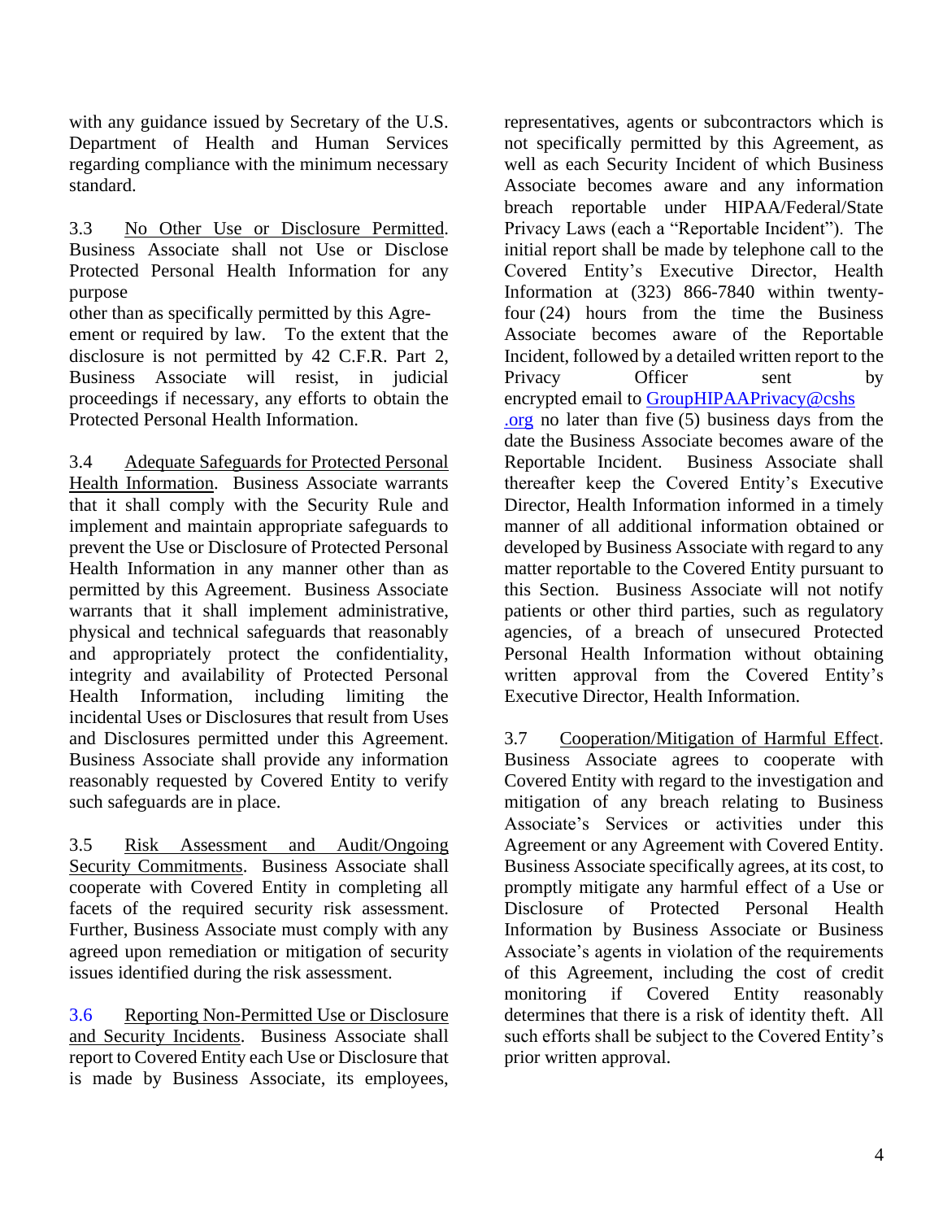with any guidance issued by Secretary of the U.S. Department of Health and Human Services regarding compliance with the minimum necessary standard.

3.3 No Other Use or Disclosure Permitted. Business Associate shall not Use or Disclose Protected Personal Health Information for any purpose other than as specifically permitted by this Agreement or required by law. To the extent that the disclosure is not permitted by 42 C.F.R. Part 2, Business Associate will resist, in judicial proceedings if necessary, any efforts to obtain the Protected Personal Health Information.

3.4 Adequate Safeguards for Protected Personal Health Information. Business Associate warrants that it shall comply with the Security Rule and implement and maintain appropriate safeguards to prevent the Use or Disclosure of Protected Personal Health Information in any manner other than as permitted by this Agreement. Business Associate warrants that it shall implement administrative, physical and technical safeguards that reasonably and appropriately protect the confidentiality, integrity and availability of Protected Personal Health Information, including limiting the incidental Uses or Disclosures that result from Uses and Disclosures permitted under this Agreement. Business Associate shall provide any information reasonably requested by Covered Entity to verify such safeguards are in place.

3.5 Risk Assessment and Audit/Ongoing Security Commitments. Business Associate shall cooperate with Covered Entity in completing all facets of the required security risk assessment. Further, Business Associate must comply with any agreed upon remediation or mitigation of security issues identified during the risk assessment.

3.6 Reporting Non-Permitted Use or Disclosure and Security Incidents. Business Associate shall report to Covered Entity each Use or Disclosure that is made by Business Associate, its employees, representatives, agents or subcontractors which is not specifically permitted by this Agreement, as well as each Security Incident of which Business Associate becomes aware and any information breach reportable under HIPAA/Federal/State Privacy Laws (each a "Reportable Incident"). The initial report shall be made by telephone call to the Covered Entity's Executive Director, Health Information at (323) 866-7840 within twenty-four (24) hours from the time the Business Associate becomes aware of the Reportable Incident, followed by a detailed written report to the Privacy Officer sent by encrypted email to GroupHIPAAPrivacy@cshs.org no later than five (5) business days from the date the Business Associate becomes aware of the Reportable Incident. Business Associate shall thereafter keep the Covered Entity's Executive Director, Health Information informed in a timely manner of all additional information obtained or developed by Business Associate with regard to any matter reportable to the Covered Entity pursuant to this Section. Business Associate will not notify patients or other third parties, such as regulatory agencies, of a breach of unsecured Protected Personal Health Information without obtaining written approval from the Covered Entity's Executive Director, Health Information.

3.7 Cooperation/Mitigation of Harmful Effect. Business Associate agrees to cooperate with Covered Entity with regard to the investigation and mitigation of any breach relating to Business Associate's Services or activities under this Agreement or any Agreement with Covered Entity. Business Associate specifically agrees, at its cost, to promptly mitigate any harmful effect of a Use or Disclosure of Protected Personal Health Information by Business Associate or Business Associate's agents in violation of the requirements of this Agreement, including the cost of credit monitoring if Covered Entity reasonably determines that there is a risk of identity theft. All such efforts shall be subject to the Covered Entity's prior written approval.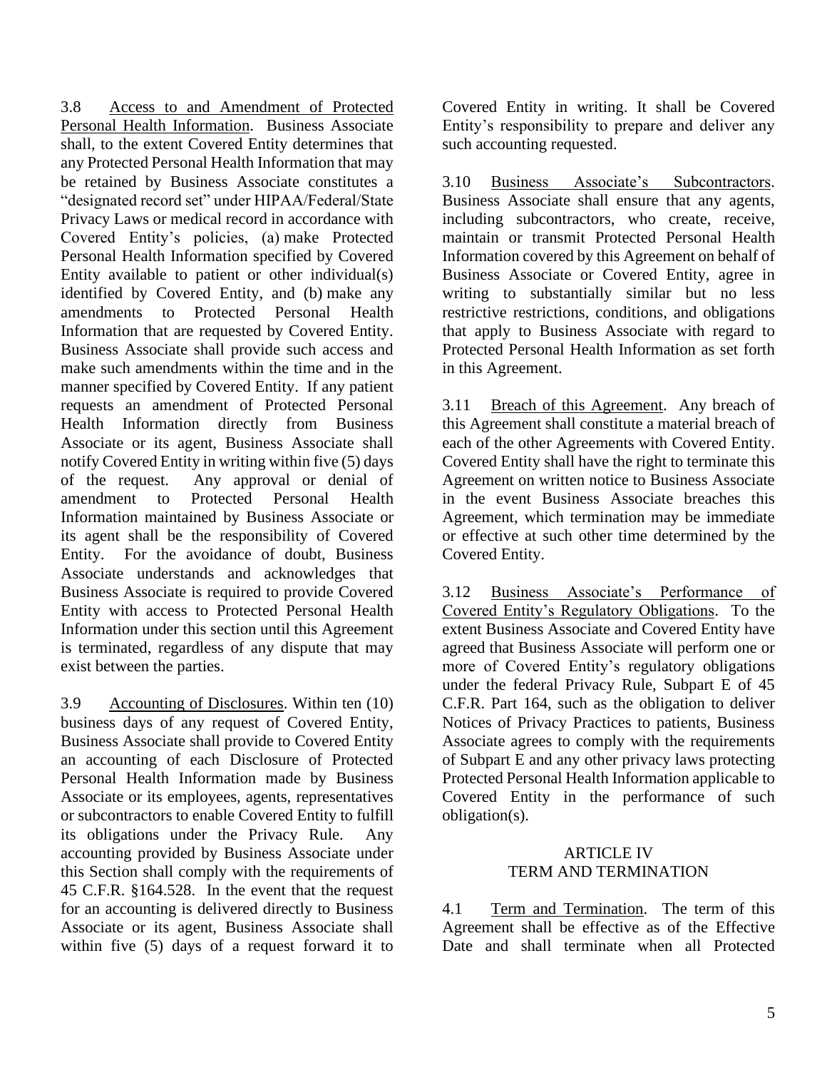3.8 Access to and Amendment of Protected Personal Health Information. Business Associate shall, to the extent Covered Entity determines that any Protected Personal Health Information that may be retained by Business Associate constitutes a "designated record set" under HIPAA/Federal/State Privacy Laws or medical record in accordance with Covered Entity's policies, (a) make Protected Personal Health Information specified by Covered Entity available to patient or other individual(s) identified by Covered Entity, and (b) make any amendments to Protected Personal Health Information that are requested by Covered Entity. Business Associate shall provide such access and make such amendments within the time and in the manner specified by Covered Entity. If any patient requests an amendment of Protected Personal Health Information directly from Business Associate or its agent, Business Associate shall notify Covered Entity in writing within five (5) days of the request. Any approval or denial of amendment to Protected Personal Health Information maintained by Business Associate or its agent shall be the responsibility of Covered Entity. For the avoidance of doubt, Business Associate understands and acknowledges that Business Associate is required to provide Covered Entity with access to Protected Personal Health Information under this section until this Agreement is terminated, regardless of any dispute that may exist between the parties.

3.9 Accounting of Disclosures. Within ten (10) business days of any request of Covered Entity, Business Associate shall provide to Covered Entity an accounting of each Disclosure of Protected Personal Health Information made by Business Associate or its employees, agents, representatives or subcontractors to enable Covered Entity to fulfill its obligations under the Privacy Rule. Any accounting provided by Business Associate under this Section shall comply with the requirements of 45 C.F.R. §164.528. In the event that the request for an accounting is delivered directly to Business Associate or its agent, Business Associate shall within five (5) days of a request forward it to Covered Entity in writing. It shall be Covered Entity's responsibility to prepare and deliver any such accounting requested.

3.10 Business Associate's Subcontractors. Business Associate shall ensure that any agents, including subcontractors, who create, receive, maintain or transmit Protected Personal Health Information covered by this Agreement on behalf of Business Associate or Covered Entity, agree in writing to substantially similar but no less restrictive restrictions, conditions, and obligations that apply to Business Associate with regard to Protected Personal Health Information as set forth in this Agreement.

3.11 Breach of this Agreement. Any breach of this Agreement shall constitute a material breach of each of the other Agreements with Covered Entity. Covered Entity shall have the right to terminate this Agreement on written notice to Business Associate in the event Business Associate breaches this Agreement, which termination may be immediate or effective at such other time determined by the Covered Entity.

3.12 Business Associate's Performance of Covered Entity's Regulatory Obligations. To the extent Business Associate and Covered Entity have agreed that Business Associate will perform one or more of Covered Entity's regulatory obligations under the federal Privacy Rule, Subpart E of 45 C.F.R. Part 164, such as the obligation to deliver Notices of Privacy Practices to patients, Business Associate agrees to comply with the requirements of Subpart E and any other privacy laws protecting Protected Personal Health Information applicable to Covered Entity in the performance of such obligation(s).

## ARTICLE IV
## TERM AND TERMINATION

4.1 Term and Termination. The term of this Agreement shall be effective as of the Effective Date and shall terminate when all Protected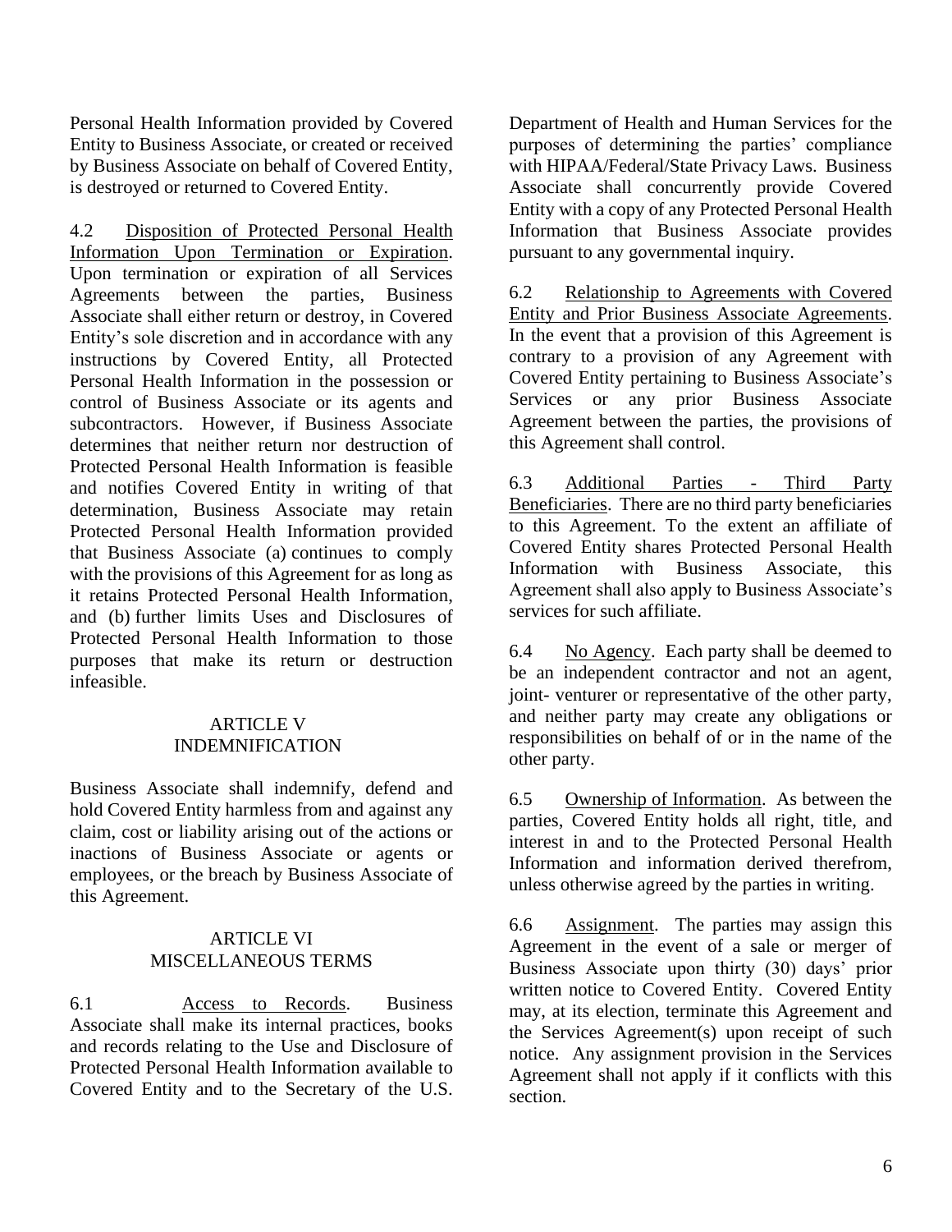Personal Health Information provided by Covered Entity to Business Associate, or created or received by Business Associate on behalf of Covered Entity, is destroyed or returned to Covered Entity.

4.2 Disposition of Protected Personal Health Information Upon Termination or Expiration. Upon termination or expiration of all Services Agreements between the parties, Business Associate shall either return or destroy, in Covered Entity's sole discretion and in accordance with any instructions by Covered Entity, all Protected Personal Health Information in the possession or control of Business Associate or its agents and subcontractors. However, if Business Associate determines that neither return nor destruction of Protected Personal Health Information is feasible and notifies Covered Entity in writing of that determination, Business Associate may retain Protected Personal Health Information provided that Business Associate (a) continues to comply with the provisions of this Agreement for as long as it retains Protected Personal Health Information, and (b) further limits Uses and Disclosures of Protected Personal Health Information to those purposes that make its return or destruction infeasible.

## ARTICLE V
## INDEMNIFICATION

Business Associate shall indemnify, defend and hold Covered Entity harmless from and against any claim, cost or liability arising out of the actions or inactions of Business Associate or agents or employees, or the breach by Business Associate of this Agreement.

## ARTICLE VI
## MISCELLANEOUS TERMS

6.1 Access to Records. Business Associate shall make its internal practices, books and records relating to the Use and Disclosure of Protected Personal Health Information available to Covered Entity and to the Secretary of the U.S. Department of Health and Human Services for the purposes of determining the parties' compliance with HIPAA/Federal/State Privacy Laws. Business Associate shall concurrently provide Covered Entity with a copy of any Protected Personal Health Information that Business Associate provides pursuant to any governmental inquiry.

6.2 Relationship to Agreements with Covered Entity and Prior Business Associate Agreements. In the event that a provision of this Agreement is contrary to a provision of any Agreement with Covered Entity pertaining to Business Associate's Services or any prior Business Associate Agreement between the parties, the provisions of this Agreement shall control.

6.3 Additional Parties - Third Party Beneficiaries. There are no third party beneficiaries to this Agreement. To the extent an affiliate of Covered Entity shares Protected Personal Health Information with Business Associate, this Agreement shall also apply to Business Associate's services for such affiliate.

6.4 No Agency. Each party shall be deemed to be an independent contractor and not an agent, joint- venturer or representative of the other party, and neither party may create any obligations or responsibilities on behalf of or in the name of the other party.

6.5 Ownership of Information. As between the parties, Covered Entity holds all right, title, and interest in and to the Protected Personal Health Information and information derived therefrom, unless otherwise agreed by the parties in writing.

6.6 Assignment. The parties may assign this Agreement in the event of a sale or merger of Business Associate upon thirty (30) days' prior written notice to Covered Entity. Covered Entity may, at its election, terminate this Agreement and the Services Agreement(s) upon receipt of such notice. Any assignment provision in the Services Agreement shall not apply if it conflicts with this section.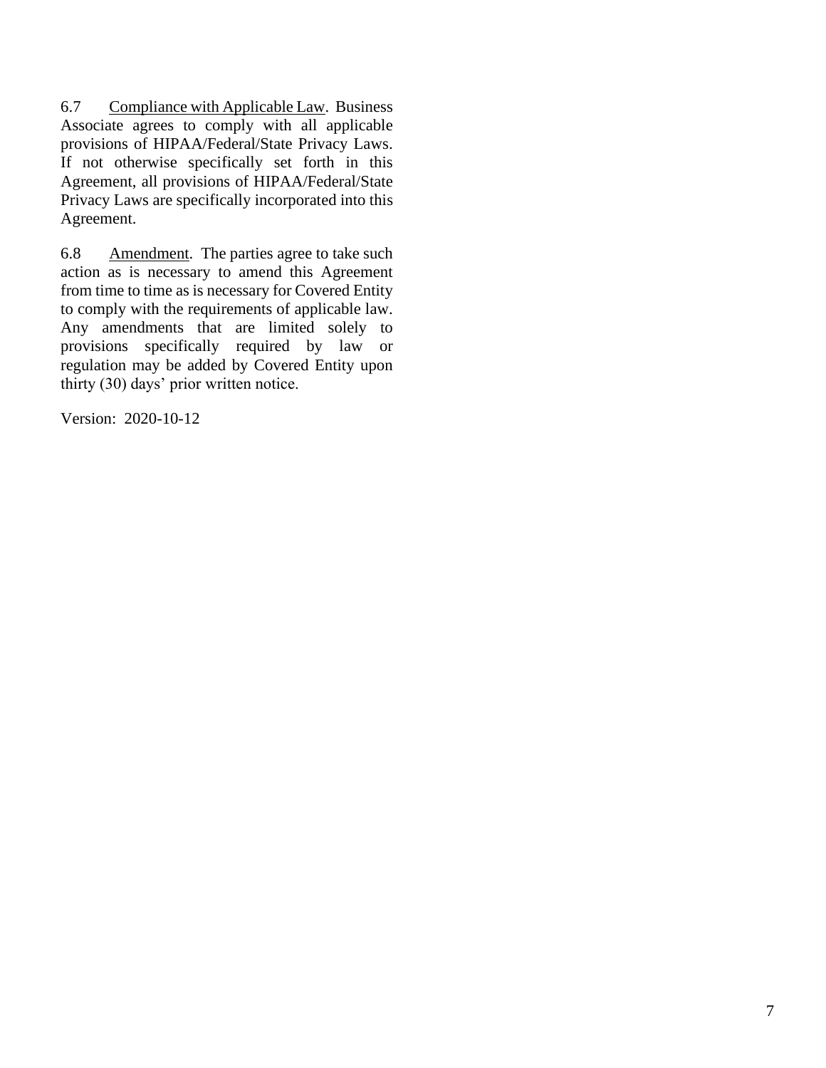6.7 Compliance with Applicable Law. Business Associate agrees to comply with all applicable provisions of HIPAA/Federal/State Privacy Laws. If not otherwise specifically set forth in this Agreement, all provisions of HIPAA/Federal/State Privacy Laws are specifically incorporated into this Agreement.

6.8 Amendment. The parties agree to take such action as is necessary to amend this Agreement from time to time as is necessary for Covered Entity to comply with the requirements of applicable law. Any amendments that are limited solely to provisions specifically required by law or regulation may be added by Covered Entity upon thirty (30) days' prior written notice.

Version: 2020-10-12